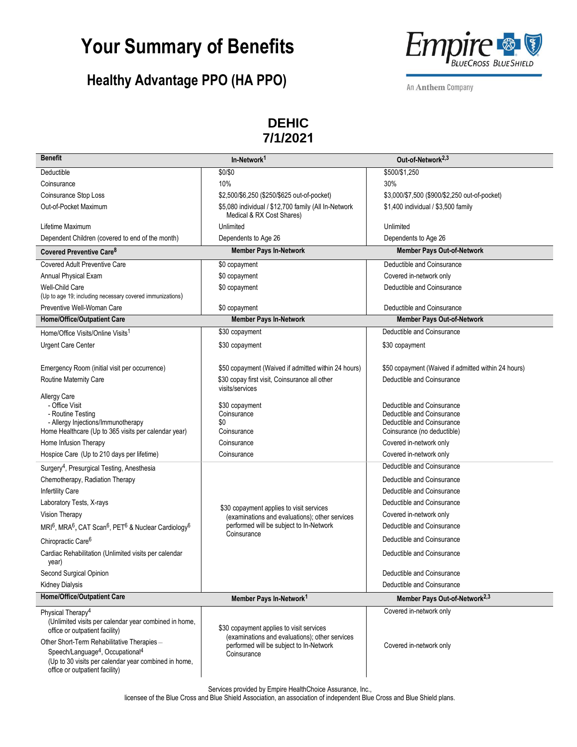# Your Summary of Benefits

## Healthy Advantage PPO (HA PPO)

Empire BlueCross BlueShield

An Anthem Company

**DEHIC**
**7/1/2021**

| Benefit | In-Network[1] | Out-of-Network[2,3] |
|---|---|---|
| Deductible | $0/$0 | $500/$1,250 |
| Coinsurance | 10% | 30% |
| Coinsurance Stop Loss | $2,500/$6,250 ($250/$625 out-of-pocket) | $3,000/$7,500 ($900/$2,250 out-of-pocket) |
| Out-of-Pocket Maximum | $5,080 individual / $12,700 family (All In-Network Medical & RX Cost Shares) | $1,400 individual / $3,500 family |
| Lifetime Maximum | Unlimited | Unlimited |
| Dependent Children (covered to end of the month) | Dependents to Age 26 | Dependents to Age 26 |
| **Covered Preventive Care[8]** | **Member Pays In-Network** | **Member Pays Out-of-Network** |
| Covered Adult Preventive Care | $0 copayment | Deductible and Coinsurance |
| Annual Physical Exam | $0 copayment | Covered in-network only |
| Well-Child Care (Up to age 19; including necessary covered immunizations) | $0 copayment | Deductible and Coinsurance |
| Preventive Well-Woman Care | $0 copayment | Deductible and Coinsurance |
| **Home/Office/Outpatient Care** | **Member Pays In-Network** | **Member Pays Out-of-Network** |
| Home/Office Visits/Online Visits[1] | $30 copayment | Deductible and Coinsurance |
| Urgent Care Center | $30 copayment | $30 copayment |
| Emergency Room (initial visit per occurrence) | $50 copayment (Waived if admitted within 24 hours) | $50 copayment (Waived if admitted within 24 hours) |
| Routine Maternity Care | $30 copay first visit, Coinsurance all other visits/services | Deductible and Coinsurance |
| Allergy Care | | |
| - Office Visit | $30 copayment | Deductible and Coinsurance |
| - Routine Testing | Coinsurance | Deductible and Coinsurance |
| - Allergy Injections/Immunotherapy | $0 | Deductible and Coinsurance |
| Home Healthcare (Up to 365 visits per calendar year) | Coinsurance | Coinsurance (no deductible) |
| Home Infusion Therapy | Coinsurance | Covered in-network only |
| Hospice Care (Up to 210 days per lifetime) | Coinsurance | Covered in-network only |
| Surgery[4], Presurgical Testing, Anesthesia | $30 copayment applies to visit services (examinations and evaluations); other services performed will be subject to In-Network Coinsurance | Deductible and Coinsurance |
| Chemotherapy, Radiation Therapy | | Deductible and Coinsurance |
| Infertility Care | | Deductible and Coinsurance |
| Laboratory Tests, X-rays | | Deductible and Coinsurance |
| Vision Therapy | | Covered in-network only |
| MRI[6], MRA[6], CAT Scan[6], PET[6] & Nuclear Cardiology[6] | | Deductible and Coinsurance |
| Chiropractic Care[6] | | Deductible and Coinsurance |
| Cardiac Rehabilitation (Unlimited visits per calendar year) | | Deductible and Coinsurance |
| Second Surgical Opinion | | Deductible and Coinsurance |
| Kidney Dialysis | | Deductible and Coinsurance |
| **Home/Office/Outpatient Care** | **Member Pays In-Network[1]** | **Member Pays Out-of-Network[2,3]** |
| Physical Therapy[4] (Unlimited visits per calendar year combined in home, office or outpatient facility) | $30 copayment applies to visit services (examinations and evaluations); other services performed will be subject to In-Network Coinsurance | Covered in-network only |
| Other Short-Term Rehabilitative Therapies – Speech/Language[4], Occupational[4] (Up to 30 visits per calendar year combined in home, office or outpatient facility) | | Covered in-network only |

Services provided by Empire HealthChoice Assurance, Inc.,
licensee of the Blue Cross and Blue Shield Association, an association of independent Blue Cross and Blue Shield plans.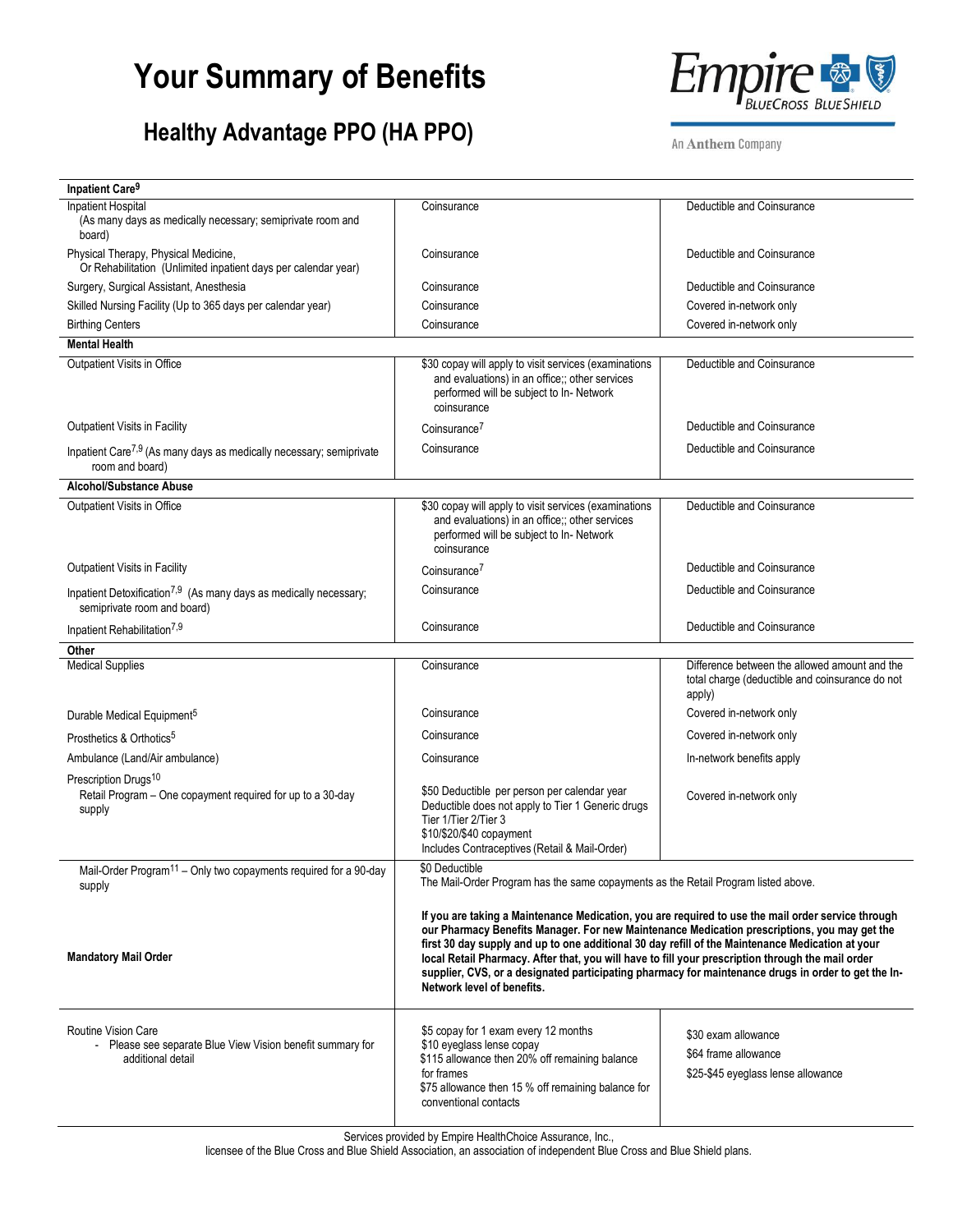# Your Summary of Benefits

## Healthy Advantage PPO (HA PPO)

| Inpatient Care[9] | | |
|---|---|---|
| Inpatient Hospital (As many days as medically necessary; semiprivate room and board) | Coinsurance | Deductible and Coinsurance |
| Physical Therapy, Physical Medicine, Or Rehabilitation (Unlimited inpatient days per calendar year) | Coinsurance | Deductible and Coinsurance |
| Surgery, Surgical Assistant, Anesthesia | Coinsurance | Deductible and Coinsurance |
| Skilled Nursing Facility (Up to 365 days per calendar year) | Coinsurance | Covered in-network only |
| Birthing Centers | Coinsurance | Covered in-network only |
| **Mental Health** | | |
| Outpatient Visits in Office | $30 copay will apply to visit services (examinations and evaluations) in an office;; other services performed will be subject to In- Network coinsurance | Deductible and Coinsurance |
| Outpatient Visits in Facility | Coinsurance[7] | Deductible and Coinsurance |
| Inpatient Care[7,9] (As many days as medically necessary; semiprivate room and board) | Coinsurance | Deductible and Coinsurance |
| **Alcohol/Substance Abuse** | | |
| Outpatient Visits in Office | $30 copay will apply to visit services (examinations and evaluations) in an office;; other services performed will be subject to In- Network coinsurance | Deductible and Coinsurance |
| Outpatient Visits in Facility | Coinsurance[7] | Deductible and Coinsurance |
| Inpatient Detoxification[7,9] (As many days as medically necessary; semiprivate room and board) | Coinsurance | Deductible and Coinsurance |
| Inpatient Rehabilitation[7,9] | Coinsurance | Deductible and Coinsurance |
| **Other** | | |
| Medical Supplies | Coinsurance | Difference between the allowed amount and the total charge (deductible and coinsurance do not apply) |
| Durable Medical Equipment[5] | Coinsurance | Covered in-network only |
| Prosthetics & Orthotics[5] | Coinsurance | Covered in-network only |
| Ambulance (Land/Air ambulance) | Coinsurance | In-network benefits apply |
| Prescription Drugs[10] Retail Program – One copayment required for up to a 30-day supply | $50 Deductible per person per calendar year<br>Deductible does not apply to Tier 1 Generic drugs<br>Tier 1/Tier 2/Tier 3<br>$10/$20/$40 copayment<br>Includes Contraceptives (Retail & Mail-Order) | Covered in-network only |
| Mail-Order Program[11] – Only two copayments required for a 90-day supply | $0 Deductible<br>The Mail-Order Program has the same copayments as the Retail Program listed above. | |
| **Mandatory Mail Order** | **If you are taking a Maintenance Medication, you are required to use the mail order service through our Pharmacy Benefits Manager. For new Maintenance Medication prescriptions, you may get the first 30 day supply and up to one additional 30 day refill of the Maintenance Medication at your local Retail Pharmacy. After that, you will have to fill your prescription through the mail order supplier, CVS, or a designated participating pharmacy for maintenance drugs in order to get the In-Network level of benefits.** | |
| Routine Vision Care<br>- Please see separate Blue View Vision benefit summary for additional detail | $5 copay for 1 exam every 12 months<br>$10 eyeglass lense copay<br>$115 allowance then 20% off remaining balance for frames<br>$75 allowance then 15 % off remaining balance for conventional contacts | $30 exam allowance<br>$64 frame allowance<br>$25-$45 eyeglass lense allowance |

Services provided by Empire HealthChoice Assurance, Inc., licensee of the Blue Cross and Blue Shield Association, an association of independent Blue Cross and Blue Shield plans.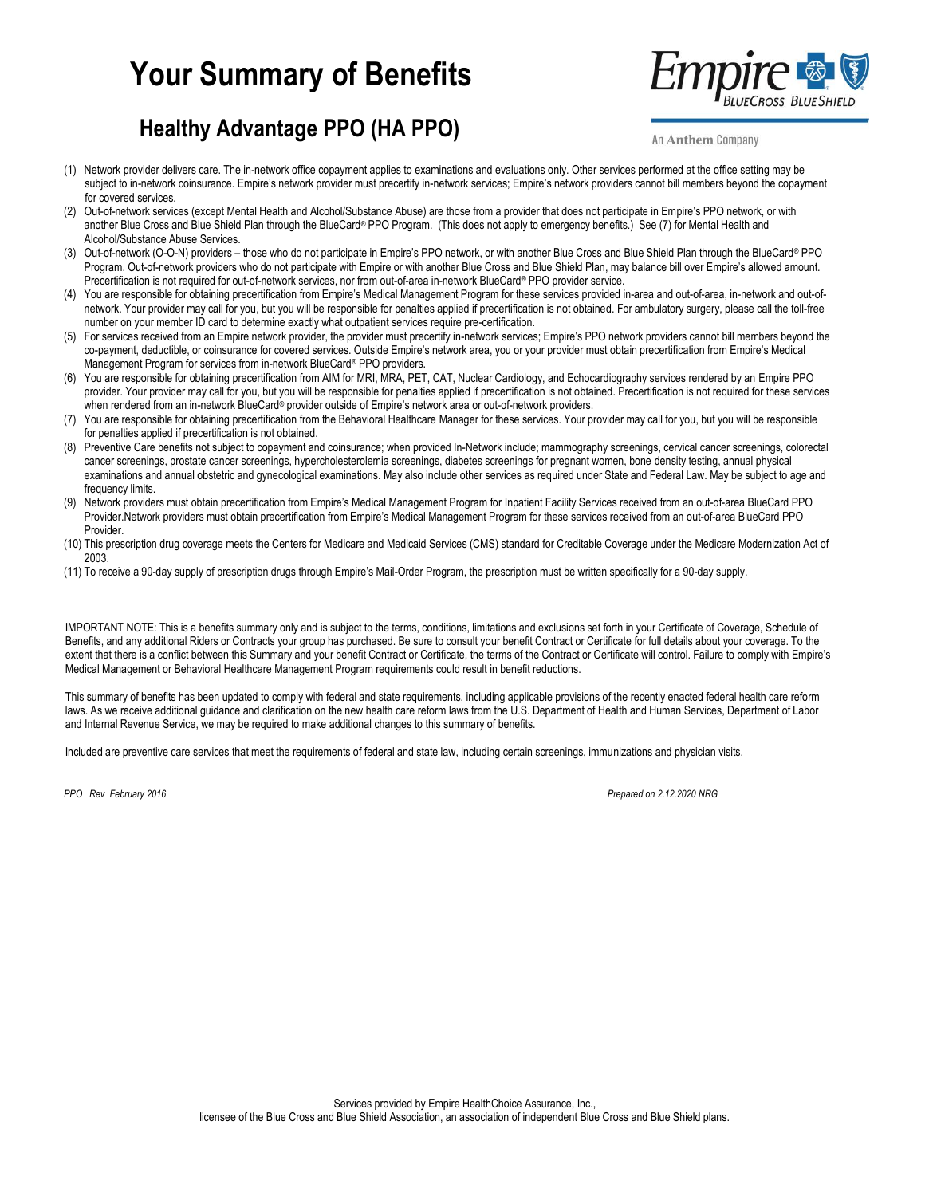# Your Summary of Benefits

## Healthy Advantage PPO (HA PPO)

Empire BlueCross BlueShield

An Anthem Company

(1) Network provider delivers care. The in-network office copayment applies to examinations and evaluations only. Other services performed at the office setting may be subject to in-network coinsurance. Empire's network provider must precertify in-network services; Empire's network providers cannot bill members beyond the copayment for covered services.

(2) Out-of-network services (except Mental Health and Alcohol/Substance Abuse) are those from a provider that does not participate in Empire's PPO network, or with another Blue Cross and Blue Shield Plan through the BlueCard® PPO Program. (This does not apply to emergency benefits.) See (7) for Mental Health and Alcohol/Substance Abuse Services.

(3) Out-of-network (O-O-N) providers – those who do not participate in Empire's PPO network, or with another Blue Cross and Blue Shield Plan through the BlueCard® PPO Program. Out-of-network providers who do not participate with Empire or with another Blue Cross and Blue Shield Plan, may balance bill over Empire's allowed amount. Precertification is not required for out-of-network services, nor from out-of-area in-network BlueCard® PPO provider service.

(4) You are responsible for obtaining precertification from Empire's Medical Management Program for these services provided in-area and out-of-area, in-network and out-of-network. Your provider may call for you, but you will be responsible for penalties applied if precertification is not obtained. For ambulatory surgery, please call the toll-free number on your member ID card to determine exactly what outpatient services require pre-certification.

(5) For services received from an Empire network provider, the provider must precertify in-network services; Empire's PPO network providers cannot bill members beyond the co-payment, deductible, or coinsurance for covered services. Outside Empire's network area, you or your provider must obtain precertification from Empire's Medical Management Program for services from in-network BlueCard® PPO providers.

(6) You are responsible for obtaining precertification from AIM for MRI, MRA, PET, CAT, Nuclear Cardiology, and Echocardiography services rendered by an Empire PPO provider. Your provider may call for you, but you will be responsible for penalties applied if precertification is not obtained. Precertification is not required for these services when rendered from an in-network BlueCard® provider outside of Empire's network area or out-of-network providers.

(7) You are responsible for obtaining precertification from the Behavioral Healthcare Manager for these services. Your provider may call for you, but you will be responsible for penalties applied if precertification is not obtained.

(8) Preventive Care benefits not subject to copayment and coinsurance; when provided In-Network include; mammography screenings, cervical cancer screenings, colorectal cancer screenings, prostate cancer screenings, hypercholesterolemia screenings, diabetes screenings for pregnant women, bone density testing, annual physical examinations and annual obstetric and gynecological examinations. May also include other services as required under State and Federal Law. May be subject to age and frequency limits.

(9) Network providers must obtain precertification from Empire's Medical Management Program for Inpatient Facility Services received from an out-of-area BlueCard PPO Provider.Network providers must obtain precertification from Empire's Medical Management Program for these services received from an out-of-area BlueCard PPO Provider.

(10) This prescription drug coverage meets the Centers for Medicare and Medicaid Services (CMS) standard for Creditable Coverage under the Medicare Modernization Act of 2003.

(11) To receive a 90-day supply of prescription drugs through Empire's Mail-Order Program, the prescription must be written specifically for a 90-day supply.

IMPORTANT NOTE: This is a benefits summary only and is subject to the terms, conditions, limitations and exclusions set forth in your Certificate of Coverage, Schedule of Benefits, and any additional Riders or Contracts your group has purchased. Be sure to consult your benefit Contract or Certificate for full details about your coverage. To the extent that there is a conflict between this Summary and your benefit Contract or Certificate, the terms of the Contract or Certificate will control. Failure to comply with Empire's Medical Management or Behavioral Healthcare Management Program requirements could result in benefit reductions.

This summary of benefits has been updated to comply with federal and state requirements, including applicable provisions of the recently enacted federal health care reform laws. As we receive additional guidance and clarification on the new health care reform laws from the U.S. Department of Health and Human Services, Department of Labor and Internal Revenue Service, we may be required to make additional changes to this summary of benefits.

Included are preventive care services that meet the requirements of federal and state law, including certain screenings, immunizations and physician visits.

*PPO Rev February 2016*

*Prepared on 2.12.2020 NRG*

Services provided by Empire HealthChoice Assurance, Inc.,
licensee of the Blue Cross and Blue Shield Association, an association of independent Blue Cross and Blue Shield plans.